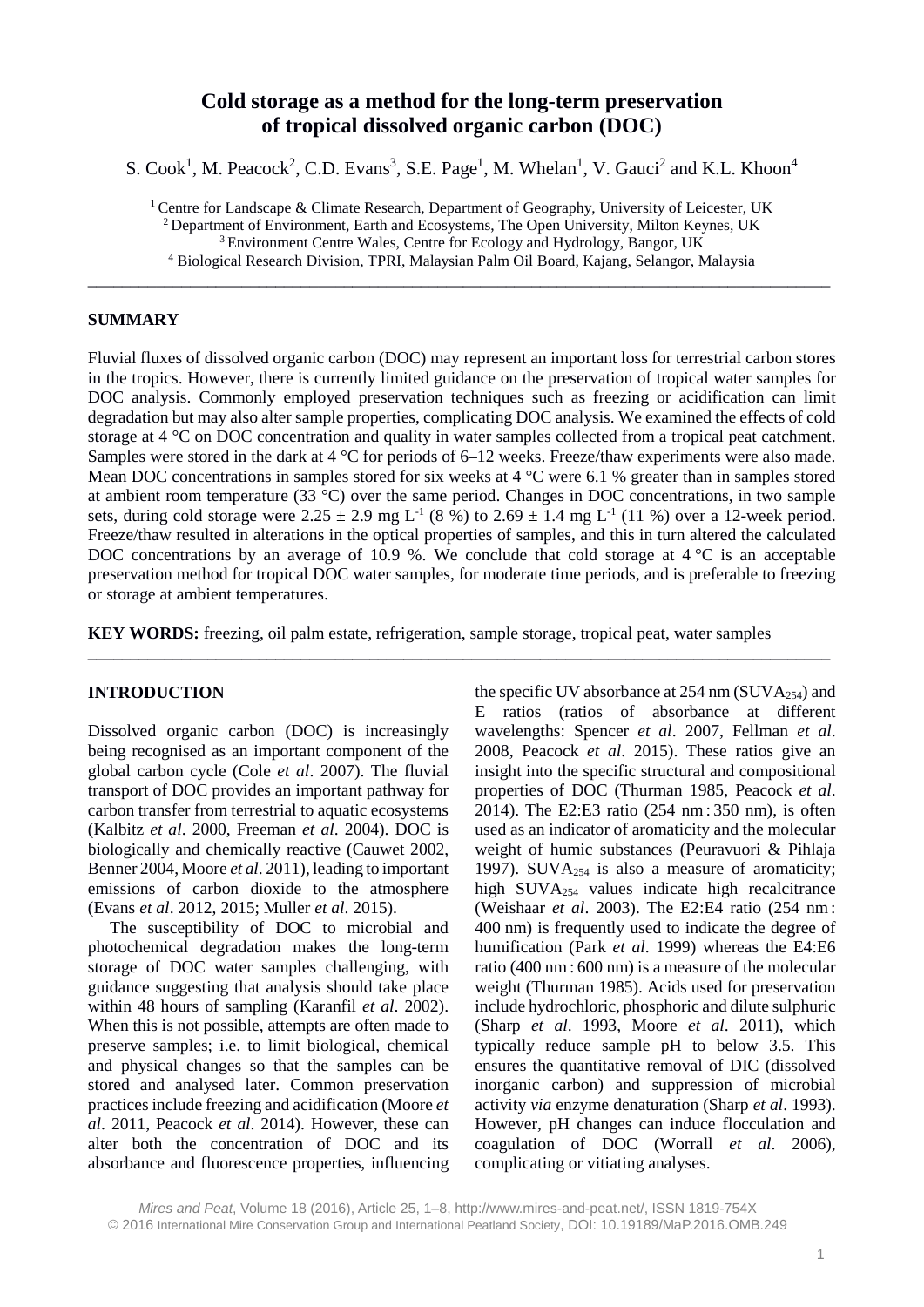# Cold storage as a method for the long-term preservation of tropical dissolved organic carbon (DOC)

S. Cook[1], M. Peacock[2], C.D. Evans[3], S.E. Page[1], M. Whelan[1], V. Gauci[2] and K.L. Khoon[4]

[1] Centre for Landscape & Climate Research, Department of Geography, University of Leicester, UK
[2] Department of Environment, Earth and Ecosystems, The Open University, Milton Keynes, UK
[3] Environment Centre Wales, Centre for Ecology and Hydrology, Bangor, UK
[4] Biological Research Division, TPRI, Malaysian Palm Oil Board, Kajang, Selangor, Malaysia

---

## SUMMARY

Fluvial fluxes of dissolved organic carbon (DOC) may represent an important loss for terrestrial carbon stores in the tropics. However, there is currently limited guidance on the preservation of tropical water samples for DOC analysis. Commonly employed preservation techniques such as freezing or acidification can limit degradation but may also alter sample properties, complicating DOC analysis. We examined the effects of cold storage at 4 °C on DOC concentration and quality in water samples collected from a tropical peat catchment. Samples were stored in the dark at 4 °C for periods of 6–12 weeks. Freeze/thaw experiments were also made. Mean DOC concentrations in samples stored for six weeks at 4 °C were 6.1 % greater than in samples stored at ambient room temperature (33 °C) over the same period. Changes in DOC concentrations, in two sample sets, during cold storage were $2.25 \pm 2.9$ mg $L^{-1}$ (8 %) to $2.69 \pm 1.4$ mg $L^{-1}$ (11 %) over a 12-week period. Freeze/thaw resulted in alterations in the optical properties of samples, and this in turn altered the calculated DOC concentrations by an average of 10.9 %. We conclude that cold storage at 4 °C is an acceptable preservation method for tropical DOC water samples, for moderate time periods, and is preferable to freezing or storage at ambient temperatures.

**KEY WORDS:** freezing, oil palm estate, refrigeration, sample storage, tropical peat, water samples

---

## INTRODUCTION

Dissolved organic carbon (DOC) is increasingly being recognised as an important component of the global carbon cycle (Cole *et al*. 2007). The fluvial transport of DOC provides an important pathway for carbon transfer from terrestrial to aquatic ecosystems (Kalbitz *et al*. 2000, Freeman *et al*. 2004). DOC is biologically and chemically reactive (Cauwet 2002, Benner 2004, Moore *et al*. 2011), leading to important emissions of carbon dioxide to the atmosphere (Evans *et al*. 2012, 2015; Muller *et al*. 2015).

The susceptibility of DOC to microbial and photochemical degradation makes the long-term storage of DOC water samples challenging, with guidance suggesting that analysis should take place within 48 hours of sampling (Karanfil *et al*. 2002). When this is not possible, attempts are often made to preserve samples; i.e. to limit biological, chemical and physical changes so that the samples can be stored and analysed later. Common preservation practices include freezing and acidification (Moore *et al*. 2011, Peacock *et al*. 2014). However, these can alter both the concentration of DOC and its absorbance and fluorescence properties, influencing the specific UV absorbance at 254 nm ($SUVA_{254}$) and E ratios (ratios of absorbance at different wavelengths: Spencer *et al*. 2007, Fellman *et al*. 2008, Peacock *et al*. 2015). These ratios give an insight into the specific structural and compositional properties of DOC (Thurman 1985, Peacock *et al*. 2014). The E2:E3 ratio (254 nm : 350 nm), is often used as an indicator of aromaticity and the molecular weight of humic substances (Peuravuori & Pihlaja 1997). $SUVA_{254}$ is also a measure of aromaticity; high $SUVA_{254}$ values indicate high recalcitrance (Weishaar *et al*. 2003). The E2:E4 ratio (254 nm : 400 nm) is frequently used to indicate the degree of humification (Park *et al*. 1999) whereas the E4:E6 ratio (400 nm : 600 nm) is a measure of the molecular weight (Thurman 1985). Acids used for preservation include hydrochloric, phosphoric and dilute sulphuric (Sharp *et al*. 1993, Moore *et al*. 2011), which typically reduce sample pH to below 3.5. This ensures the quantitative removal of DIC (dissolved inorganic carbon) and suppression of microbial activity *via* enzyme denaturation (Sharp *et al*. 1993). However, pH changes can induce flocculation and coagulation of DOC (Worrall *et al*. 2006), complicating or vitiating analyses.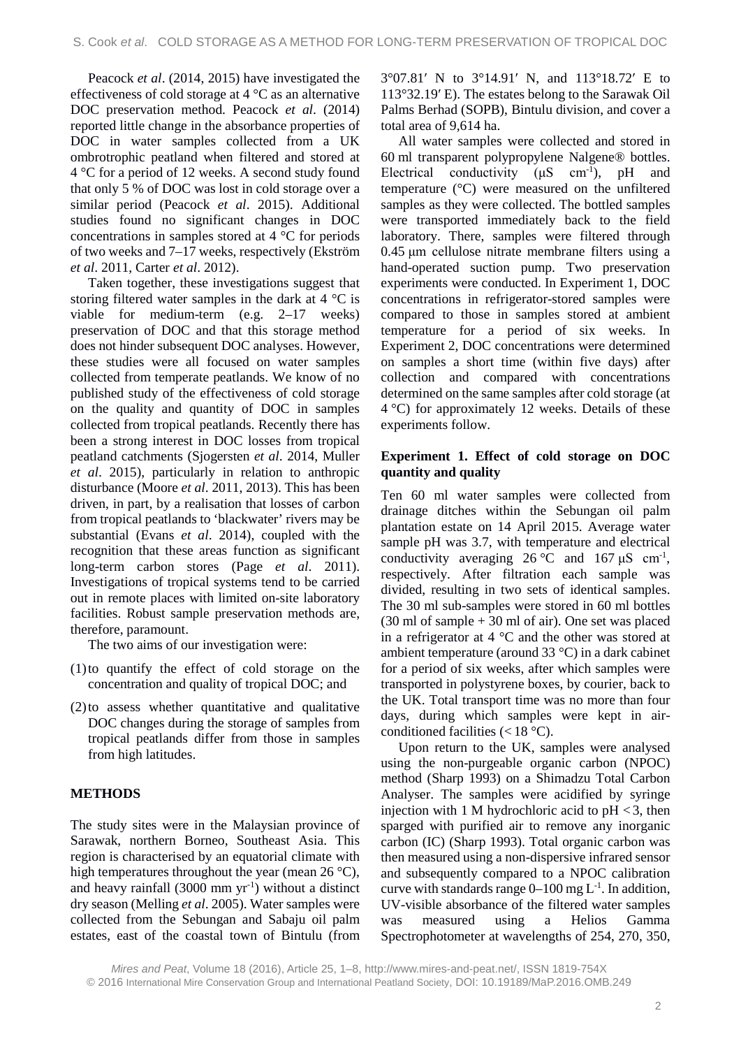Peacock *et al*. (2014, 2015) have investigated the effectiveness of cold storage at 4 °C as an alternative DOC preservation method. Peacock *et al*. (2014) reported little change in the absorbance properties of DOC in water samples collected from a UK ombrotrophic peatland when filtered and stored at 4 °C for a period of 12 weeks. A second study found that only 5 % of DOC was lost in cold storage over a similar period (Peacock *et al*. 2015). Additional studies found no significant changes in DOC concentrations in samples stored at 4 °C for periods of two weeks and 7–17 weeks, respectively (Ekström *et al*. 2011, Carter *et al*. 2012).

Taken together, these investigations suggest that storing filtered water samples in the dark at 4 °C is viable for medium-term (e.g. 2–17 weeks) preservation of DOC and that this storage method does not hinder subsequent DOC analyses. However, these studies were all focused on water samples collected from temperate peatlands. We know of no published study of the effectiveness of cold storage on the quality and quantity of DOC in samples collected from tropical peatlands. Recently there has been a strong interest in DOC losses from tropical peatland catchments (Sjogersten *et al*. 2014, Muller *et al*. 2015), particularly in relation to anthropic disturbance (Moore *et al*. 2011, 2013). This has been driven, in part, by a realisation that losses of carbon from tropical peatlands to 'blackwater' rivers may be substantial (Evans *et al*. 2014), coupled with the recognition that these areas function as significant long-term carbon stores (Page *et al*. 2011). Investigations of tropical systems tend to be carried out in remote places with limited on-site laboratory facilities. Robust sample preservation methods are, therefore, paramount.

The two aims of our investigation were:

(1) to quantify the effect of cold storage on the concentration and quality of tropical DOC; and

(2) to assess whether quantitative and qualitative DOC changes during the storage of samples from tropical peatlands differ from those in samples from high latitudes.

## METHODS

The study sites were in the Malaysian province of Sarawak, northern Borneo, Southeast Asia. This region is characterised by an equatorial climate with high temperatures throughout the year (mean 26 °C), and heavy rainfall (3000 mm $yr^{-1}$) without a distinct dry season (Melling *et al*. 2005). Water samples were collected from the Sebungan and Sabaju oil palm estates, east of the coastal town of Bintulu (from 3°07.81′ N to 3°14.91′ N, and 113°18.72′ E to 113°32.19′ E). The estates belong to the Sarawak Oil Palms Berhad (SOPB), Bintulu division, and cover a total area of 9,614 ha.

All water samples were collected and stored in 60 ml transparent polypropylene Nalgene® bottles. Electrical conductivity (μS $cm^{-1}$), pH and temperature (°C) were measured on the unfiltered samples as they were collected. The bottled samples were transported immediately back to the field laboratory. There, samples were filtered through 0.45 μm cellulose nitrate membrane filters using a hand-operated suction pump. Two preservation experiments were conducted. In Experiment 1, DOC concentrations in refrigerator-stored samples were compared to those in samples stored at ambient temperature for a period of six weeks. In Experiment 2, DOC concentrations were determined on samples a short time (within five days) after collection and compared with concentrations determined on the same samples after cold storage (at 4 °C) for approximately 12 weeks. Details of these experiments follow.

### Experiment 1. Effect of cold storage on DOC quantity and quality

Ten 60 ml water samples were collected from drainage ditches within the Sebungan oil palm plantation estate on 14 April 2015. Average water sample pH was 3.7, with temperature and electrical conductivity averaging 26 °C and 167 μS $cm^{-1}$, respectively. After filtration each sample was divided, resulting in two sets of identical samples. The 30 ml sub-samples were stored in 60 ml bottles (30 ml of sample + 30 ml of air). One set was placed in a refrigerator at 4 °C and the other was stored at ambient temperature (around 33 °C) in a dark cabinet for a period of six weeks, after which samples were transported in polystyrene boxes, by courier, back to the UK. Total transport time was no more than four days, during which samples were kept in air-conditioned facilities (< 18 °C).

Upon return to the UK, samples were analysed using the non-purgeable organic carbon (NPOC) method (Sharp 1993) on a Shimadzu Total Carbon Analyser. The samples were acidified by syringe injection with 1 M hydrochloric acid to pH < 3, then sparged with purified air to remove any inorganic carbon (IC) (Sharp 1993). Total organic carbon was then measured using a non-dispersive infrared sensor and subsequently compared to a NPOC calibration curve with standards range 0–100 mg $L^{-1}$. In addition, UV-visible absorbance of the filtered water samples was measured using a Helios Gamma Spectrophotometer at wavelengths of 254, 270, 350,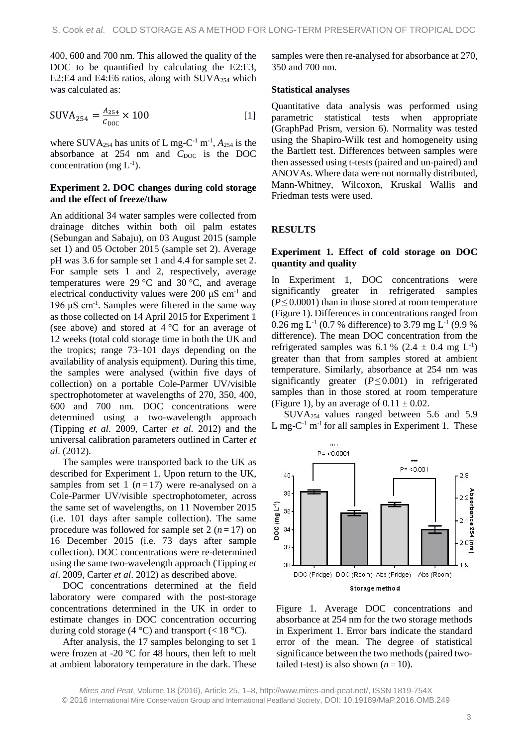400, 600 and 700 nm. This allowed the quality of the DOC to be quantified by calculating the E2:E3, E2:E4 and E4:E6 ratios, along with $SUVA_{254}$ which was calculated as:

$$SUVA_{254} = \frac{A_{254}}{C_{DOC}} \times 100 \quad [1]$$

where $SUVA_{254}$ has units of L mg-C$^{-1}$ m$^{-1}$, $A_{254}$ is the absorbance at 254 nm and $C_{DOC}$ is the DOC concentration (mg L$^{-1}$).

### Experiment 2. DOC changes during cold storage and the effect of freeze/thaw

An additional 34 water samples were collected from drainage ditches within both oil palm estates (Sebungan and Sabaju), on 03 August 2015 (sample set 1) and 05 October 2015 (sample set 2). Average pH was 3.6 for sample set 1 and 4.4 for sample set 2. For sample sets 1 and 2, respectively, average temperatures were 29 °C and 30 °C, and average electrical conductivity values were 200 μS cm$^{-1}$ and 196 μS cm$^{-1}$. Samples were filtered in the same way as those collected on 14 April 2015 for Experiment 1 (see above) and stored at 4 °C for an average of 12 weeks (total cold storage time in both the UK and the tropics; range 73–101 days depending on the availability of analysis equipment). During this time, the samples were analysed (within five days of collection) on a portable Cole-Parmer UV/visible spectrophotometer at wavelengths of 270, 350, 400, 600 and 700 nm. DOC concentrations were determined using a two-wavelength approach (Tipping *et al*. 2009, Carter *et al*. 2012) and the universal calibration parameters outlined in Carter *et al*. (2012).

The samples were transported back to the UK as described for Experiment 1. Upon return to the UK, samples from set 1 ($n = 17$) were re-analysed on a Cole-Parmer UV/visible spectrophotometer, across the same set of wavelengths, on 11 November 2015 (i.e. 101 days after sample collection). The same procedure was followed for sample set 2 ($n = 17$) on 16 December 2015 (i.e. 73 days after sample collection). DOC concentrations were re-determined using the same two-wavelength approach (Tipping *et al*. 2009, Carter *et al*. 2012) as described above.

DOC concentrations determined at the field laboratory were compared with the post-storage concentrations determined in the UK in order to estimate changes in DOC concentration occurring during cold storage (4 °C) and transport (< 18 °C).

After analysis, the 17 samples belonging to set 1 were frozen at -20 °C for 48 hours, then left to melt at ambient laboratory temperature in the dark. These samples were then re-analysed for absorbance at 270, 350 and 700 nm.

### Statistical analyses

Quantitative data analysis was performed using parametric statistical tests when appropriate (GraphPad Prism, version 6). Normality was tested using the Shapiro-Wilk test and homogeneity using the Bartlett test. Differences between samples were then assessed using t-tests (paired and un-paired) and ANOVAs. Where data were not normally distributed, Mann-Whitney, Wilcoxon, Kruskal Wallis and Friedman tests were used.

## RESULTS

### Experiment 1. Effect of cold storage on DOC quantity and quality

In Experiment 1, DOC concentrations were significantly greater in refrigerated samples ($P \leq 0.0001$) than in those stored at room temperature (Figure 1). Differences in concentrations ranged from 0.26 mg L$^{-1}$ (0.7 % difference) to 3.79 mg L$^{-1}$ (9.9 % difference). The mean DOC concentration from the refrigerated samples was 6.1 % (2.4 ± 0.4 mg L$^{-1}$) greater than that from samples stored at ambient temperature. Similarly, absorbance at 254 nm was significantly greater ($P \leq 0.001$) in refrigerated samples than in those stored at room temperature (Figure 1), by an average of 0.11 ± 0.02.

$SUVA_{254}$ values ranged between 5.6 and 5.9 L mg-C$^{-1}$ m$^{-1}$ for all samples in Experiment 1. These

Figure 1. Average DOC concentrations and absorbance at 254 nm for the two storage methods in Experiment 1. Error bars indicate the standard error of the mean. The degree of statistical significance between the two methods (paired two-tailed t-test) is also shown ($n = 10$).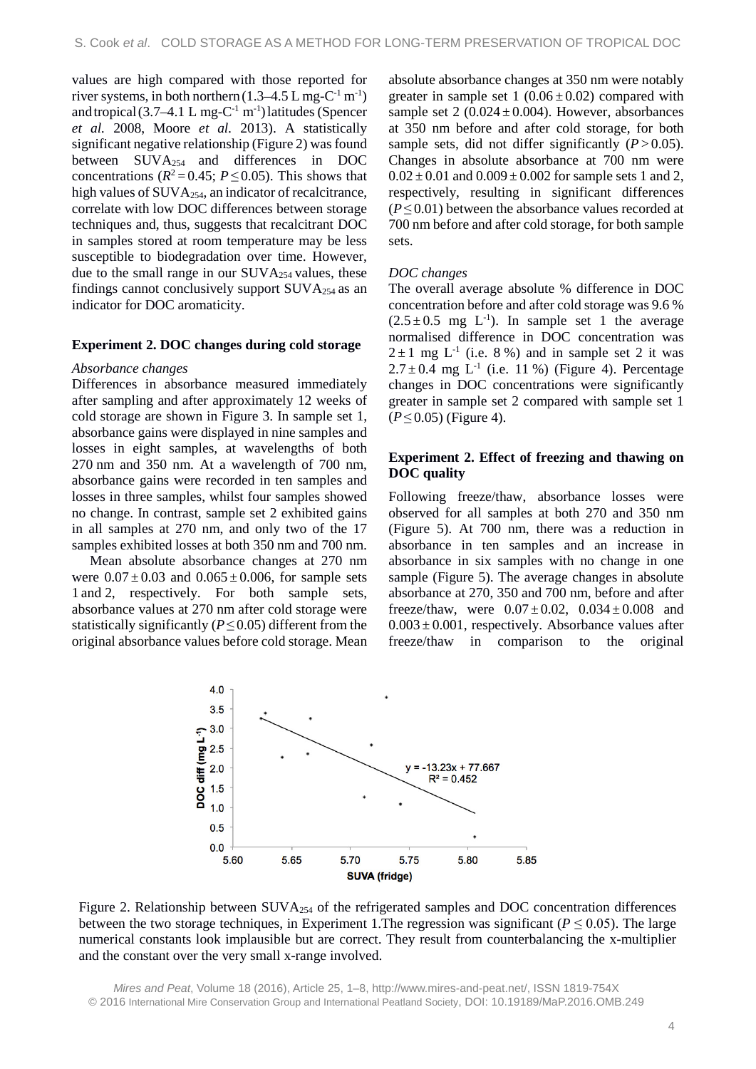values are high compared with those reported for river systems, in both northern (1.3–4.5 L mg-$C^{-1}$ $m^{-1}$) and tropical (3.7–4.1 L mg-$C^{-1}$ $m^{-1}$) latitudes (Spencer *et al.* 2008, Moore *et al.* 2013). A statistically significant negative relationship (Figure 2) was found between $SUVA_{254}$ and differences in DOC concentrations ($R^2 = 0.45$; $P \leq 0.05$). This shows that high values of $SUVA_{254}$, an indicator of recalcitrance, correlate with low DOC differences between storage techniques and, thus, suggests that recalcitrant DOC in samples stored at room temperature may be less susceptible to biodegradation over time. However, due to the small range in our $SUVA_{254}$ values, these findings cannot conclusively support $SUVA_{254}$ as an indicator for DOC aromaticity.

### Experiment 2. DOC changes during cold storage

*Absorbance changes*

Differences in absorbance measured immediately after sampling and after approximately 12 weeks of cold storage are shown in Figure 3. In sample set 1, absorbance gains were displayed in nine samples and losses in eight samples, at wavelengths of both 270 nm and 350 nm. At a wavelength of 700 nm, absorbance gains were recorded in ten samples and losses in three samples, whilst four samples showed no change. In contrast, sample set 2 exhibited gains in all samples at 270 nm, and only two of the 17 samples exhibited losses at both 350 nm and 700 nm.

Mean absolute absorbance changes at 270 nm were $0.07 \pm 0.03$ and $0.065 \pm 0.006$, for sample sets 1 and 2, respectively. For both sample sets, absorbance values at 270 nm after cold storage were statistically significantly ($P \leq 0.05$) different from the original absorbance values before cold storage. Mean absolute absorbance changes at 350 nm were notably greater in sample set 1 ($0.06 \pm 0.02$) compared with sample set 2 ($0.024 \pm 0.004$). However, absorbances at 350 nm before and after cold storage, for both sample sets, did not differ significantly ($P > 0.05$). Changes in absolute absorbance at 700 nm were $0.02 \pm 0.01$ and $0.009 \pm 0.002$ for sample sets 1 and 2, respectively, resulting in significant differences ($P \leq 0.01$) between the absorbance values recorded at 700 nm before and after cold storage, for both sample sets.

*DOC changes*

The overall average absolute % difference in DOC concentration before and after cold storage was 9.6 % ($2.5 \pm 0.5$ mg $L^{-1}$). In sample set 1 the average normalised difference in DOC concentration was $2 \pm 1$ mg $L^{-1}$ (i.e. 8 %) and in sample set 2 it was $2.7 \pm 0.4$ mg $L^{-1}$ (i.e. 11 %) (Figure 4). Percentage changes in DOC concentrations were significantly greater in sample set 2 compared with sample set 1 ($P \leq 0.05$) (Figure 4).

### Experiment 2. Effect of freezing and thawing on DOC quality

Following freeze/thaw, absorbance losses were observed for all samples at both 270 and 350 nm (Figure 5). At 700 nm, there was a reduction in absorbance in ten samples and an increase in absorbance in six samples with no change in one sample (Figure 5). The average changes in absolute absorbance at 270, 350 and 700 nm, before and after freeze/thaw, were $0.07 \pm 0.02$, $0.034 \pm 0.008$ and $0.003 \pm 0.001$, respectively. Absorbance values after freeze/thaw in comparison to the original

Figure 2. Relationship between $SUVA_{254}$ of the refrigerated samples and DOC concentration differences between the two storage techniques, in Experiment 1.The regression was significant ($P \leq 0.05$). The large numerical constants look implausible but are correct. They result from counterbalancing the x-multiplier and the constant over the very small x-range involved.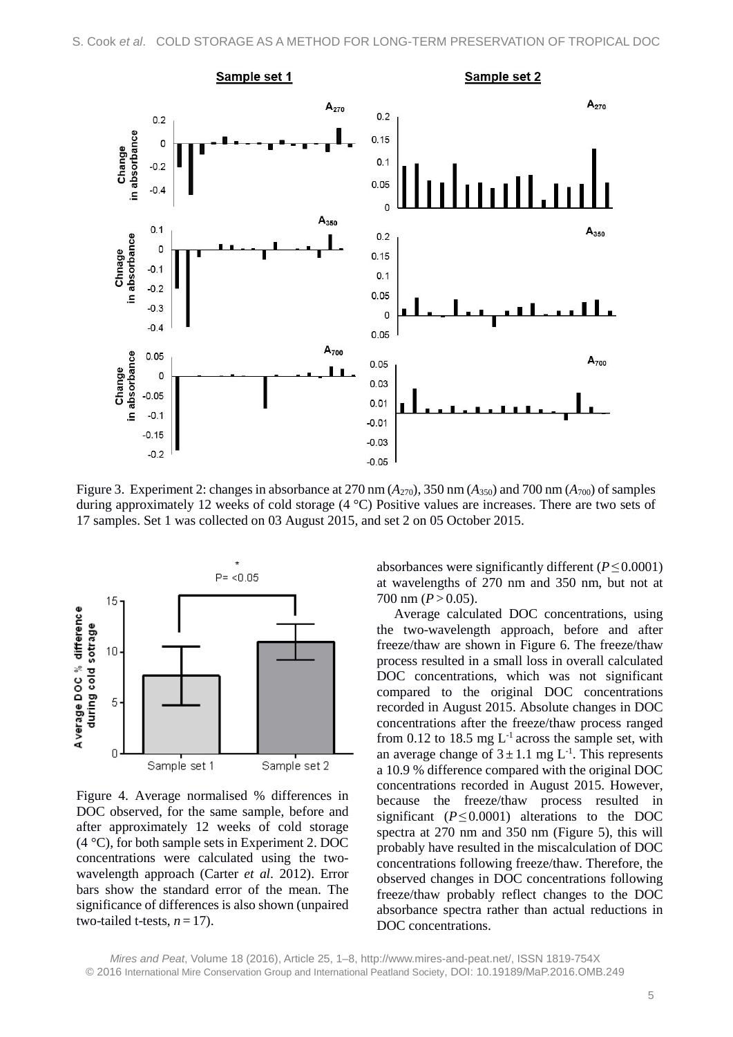Figure 3. Experiment 2: changes in absorbance at 270 nm ($A_{270}$), 350 nm ($A_{350}$) and 700 nm ($A_{700}$) of samples during approximately 12 weeks of cold storage (4 °C) Positive values are increases. There are two sets of 17 samples. Set 1 was collected on 03 August 2015, and set 2 on 05 October 2015.

Figure 4. Average normalised % differences in DOC observed, for the same sample, before and after approximately 12 weeks of cold storage (4 °C), for both sample sets in Experiment 2. DOC concentrations were calculated using the two-wavelength approach (Carter *et al*. 2012). Error bars show the standard error of the mean. The significance of differences is also shown (unpaired two-tailed t-tests, $n = 17$).

absorbances were significantly different ($P \leq 0.0001$) at wavelengths of 270 nm and 350 nm, but not at 700 nm ($P > 0.05$).

Average calculated DOC concentrations, using the two-wavelength approach, before and after freeze/thaw are shown in Figure 6. The freeze/thaw process resulted in a small loss in overall calculated DOC concentrations, which was not significant compared to the original DOC concentrations recorded in August 2015. Absolute changes in DOC concentrations after the freeze/thaw process ranged from 0.12 to 18.5 mg $L^{-1}$ across the sample set, with an average change of $3 \pm 1.1$ mg $L^{-1}$. This represents a 10.9 % difference compared with the original DOC concentrations recorded in August 2015. However, because the freeze/thaw process resulted in significant ($P \leq 0.0001$) alterations to the DOC spectra at 270 nm and 350 nm (Figure 5), this will probably have resulted in the miscalculation of DOC concentrations following freeze/thaw. Therefore, the observed changes in DOC concentrations following freeze/thaw probably reflect changes to the DOC absorbance spectra rather than actual reductions in DOC concentrations.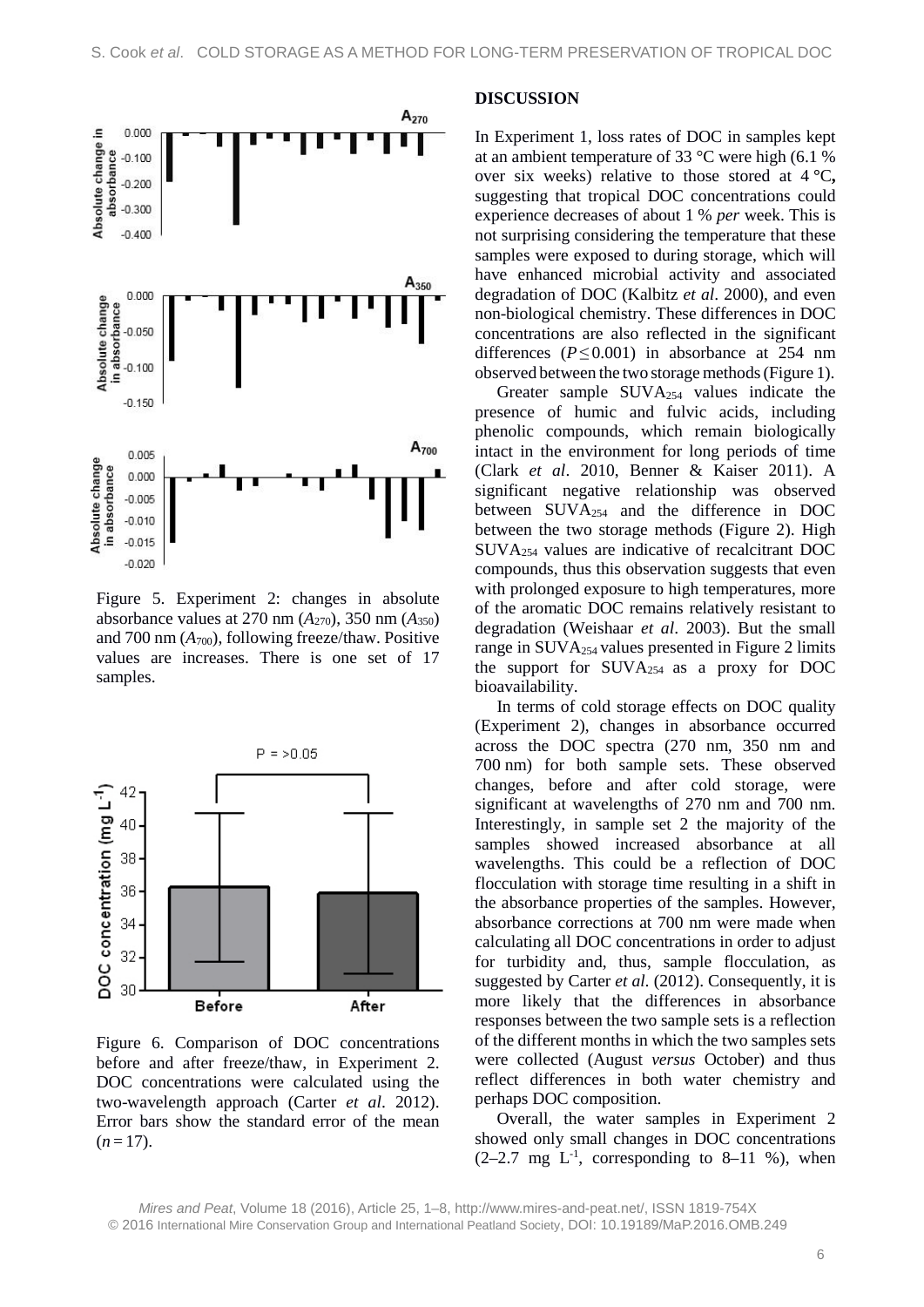Figure 5. Experiment 2: changes in absolute absorbance values at 270 nm ($A_{270}$), 350 nm ($A_{350}$) and 700 nm ($A_{700}$), following freeze/thaw. Positive values are increases. There is one set of 17 samples.

Figure 6. Comparison of DOC concentrations before and after freeze/thaw, in Experiment 2. DOC concentrations were calculated using the two-wavelength approach (Carter *et al*. 2012). Error bars show the standard error of the mean ($n = 17$).

## DISCUSSION

In Experiment 1, loss rates of DOC in samples kept at an ambient temperature of 33 °C were high (6.1 % over six weeks) relative to those stored at 4 °C, suggesting that tropical DOC concentrations could experience decreases of about 1 % *per* week. This is not surprising considering the temperature that these samples were exposed to during storage, which will have enhanced microbial activity and associated degradation of DOC (Kalbitz *et al*. 2000), and even non-biological chemistry. These differences in DOC concentrations are also reflected in the significant differences ($P \leq 0.001$) in absorbance at 254 nm observed between the two storage methods (Figure 1).

Greater sample $SUVA_{254}$ values indicate the presence of humic and fulvic acids, including phenolic compounds, which remain biologically intact in the environment for long periods of time (Clark *et al*. 2010, Benner & Kaiser 2011). A significant negative relationship was observed between $SUVA_{254}$ and the difference in DOC between the two storage methods (Figure 2). High $SUVA_{254}$ values are indicative of recalcitrant DOC compounds, thus this observation suggests that even with prolonged exposure to high temperatures, more of the aromatic DOC remains relatively resistant to degradation (Weishaar *et al*. 2003). But the small range in $SUVA_{254}$ values presented in Figure 2 limits the support for $SUVA_{254}$ as a proxy for DOC bioavailability.

In terms of cold storage effects on DOC quality (Experiment 2), changes in absorbance occurred across the DOC spectra (270 nm, 350 nm and 700 nm) for both sample sets. These observed changes, before and after cold storage, were significant at wavelengths of 270 nm and 700 nm. Interestingly, in sample set 2 the majority of the samples showed increased absorbance at all wavelengths. This could be a reflection of DOC flocculation with storage time resulting in a shift in the absorbance properties of the samples. However, absorbance corrections at 700 nm were made when calculating all DOC concentrations in order to adjust for turbidity and, thus, sample flocculation, as suggested by Carter *et al*. (2012). Consequently, it is more likely that the differences in absorbance responses between the two sample sets is a reflection of the different months in which the two samples sets were collected (August *versus* October) and thus reflect differences in both water chemistry and perhaps DOC composition.

Overall, the water samples in Experiment 2 showed only small changes in DOC concentrations (2–2.7 mg $L^{-1}$, corresponding to 8–11 %), when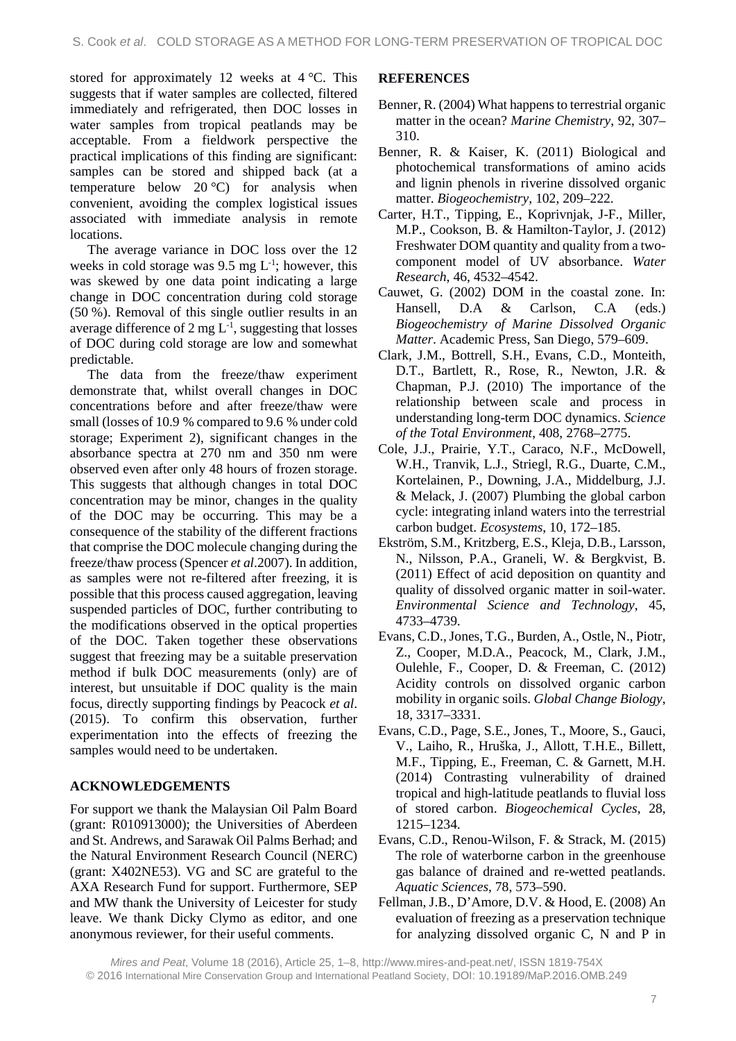stored for approximately 12 weeks at 4 °C. This suggests that if water samples are collected, filtered immediately and refrigerated, then DOC losses in water samples from tropical peatlands may be acceptable. From a fieldwork perspective the practical implications of this finding are significant: samples can be stored and shipped back (at a temperature below 20 °C) for analysis when convenient, avoiding the complex logistical issues associated with immediate analysis in remote locations.

The average variance in DOC loss over the 12 weeks in cold storage was 9.5 mg $L^{-1}$; however, this was skewed by one data point indicating a large change in DOC concentration during cold storage (50 %). Removal of this single outlier results in an average difference of 2 mg $L^{-1}$, suggesting that losses of DOC during cold storage are low and somewhat predictable.

The data from the freeze/thaw experiment demonstrate that, whilst overall changes in DOC concentrations before and after freeze/thaw were small (losses of 10.9 % compared to 9.6 % under cold storage; Experiment 2), significant changes in the absorbance spectra at 270 nm and 350 nm were observed even after only 48 hours of frozen storage. This suggests that although changes in total DOC concentration may be minor, changes in the quality of the DOC may be occurring. This may be a consequence of the stability of the different fractions that comprise the DOC molecule changing during the freeze/thaw process (Spencer *et al*.2007). In addition, as samples were not re-filtered after freezing, it is possible that this process caused aggregation, leaving suspended particles of DOC, further contributing to the modifications observed in the optical properties of the DOC. Taken together these observations suggest that freezing may be a suitable preservation method if bulk DOC measurements (only) are of interest, but unsuitable if DOC quality is the main focus, directly supporting findings by Peacock *et al*. (2015). To confirm this observation, further experimentation into the effects of freezing the samples would need to be undertaken.

## ACKNOWLEDGEMENTS

For support we thank the Malaysian Oil Palm Board (grant: R010913000); the Universities of Aberdeen and St. Andrews, and Sarawak Oil Palms Berhad; and the Natural Environment Research Council (NERC) (grant: X402NE53). VG and SC are grateful to the AXA Research Fund for support. Furthermore, SEP and MW thank the University of Leicester for study leave. We thank Dicky Clymo as editor, and one anonymous reviewer, for their useful comments.

## REFERENCES

Benner, R. (2004) What happens to terrestrial organic matter in the ocean? *Marine Chemistry*, 92, 307–310.

Benner, R. & Kaiser, K. (2011) Biological and photochemical transformations of amino acids and lignin phenols in riverine dissolved organic matter. *Biogeochemistry*, 102, 209–222.

Carter, H.T., Tipping, E., Koprivnjak, J-F., Miller, M.P., Cookson, B. & Hamilton-Taylor, J. (2012) Freshwater DOM quantity and quality from a two-component model of UV absorbance. *Water Research*, 46, 4532–4542.

Cauwet, G. (2002) DOM in the coastal zone. In: Hansell, D.A & Carlson, C.A (eds.) *Biogeochemistry of Marine Dissolved Organic Matter*. Academic Press, San Diego, 579–609.

Clark, J.M., Bottrell, S.H., Evans, C.D., Monteith, D.T., Bartlett, R., Rose, R., Newton, J.R. & Chapman, P.J. (2010) The importance of the relationship between scale and process in understanding long-term DOC dynamics. *Science of the Total Environment*, 408, 2768–2775.

Cole, J.J., Prairie, Y.T., Caraco, N.F., McDowell, W.H., Tranvik, L.J., Striegl, R.G., Duarte, C.M., Kortelainen, P., Downing, J.A., Middelburg, J.J. & Melack, J. (2007) Plumbing the global carbon cycle: integrating inland waters into the terrestrial carbon budget. *Ecosystems*, 10, 172–185.

Ekström, S.M., Kritzberg, E.S., Kleja, D.B., Larsson, N., Nilsson, P.A., Graneli, W. & Bergkvist, B. (2011) Effect of acid deposition on quantity and quality of dissolved organic matter in soil-water. *Environmental Science and Technology*, 45, 4733–4739.

Evans, C.D., Jones, T.G., Burden, A., Ostle, N., Piotr, Z., Cooper, M.D.A., Peacock, M., Clark, J.M., Oulehle, F., Cooper, D. & Freeman, C. (2012) Acidity controls on dissolved organic carbon mobility in organic soils. *Global Change Biology*, 18, 3317–3331.

Evans, C.D., Page, S.E., Jones, T., Moore, S., Gauci, V., Laiho, R., Hruška, J., Allott, T.H.E., Billett, M.F., Tipping, E., Freeman, C. & Garnett, M.H. (2014) Contrasting vulnerability of drained tropical and high-latitude peatlands to fluvial loss of stored carbon. *Biogeochemical Cycles*, 28, 1215–1234.

Evans, C.D., Renou-Wilson, F. & Strack, M. (2015) The role of waterborne carbon in the greenhouse gas balance of drained and re-wetted peatlands. *Aquatic Sciences*, 78, 573–590.

Fellman, J.B., D'Amore, D.V. & Hood, E. (2008) An evaluation of freezing as a preservation technique for analyzing dissolved organic C, N and P in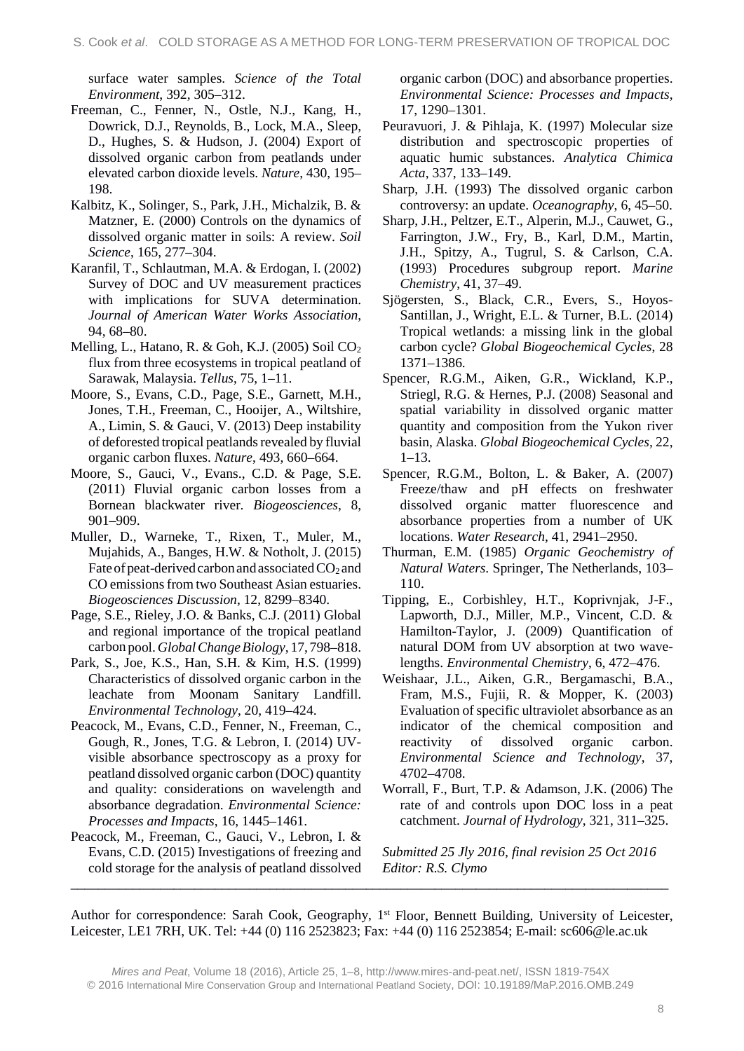surface water samples. *Science of the Total Environment*, 392, 305–312.

Freeman, C., Fenner, N., Ostle, N.J., Kang, H., Dowrick, D.J., Reynolds, B., Lock, M.A., Sleep, D., Hughes, S. & Hudson, J. (2004) Export of dissolved organic carbon from peatlands under elevated carbon dioxide levels. *Nature*, 430, 195–198.

Kalbitz, K., Solinger, S., Park, J.H., Michalzik, B. & Matzner, E. (2000) Controls on the dynamics of dissolved organic matter in soils: A review. *Soil Science*, 165, 277–304.

Karanfil, T., Schlautman, M.A. & Erdogan, I. (2002) Survey of DOC and UV measurement practices with implications for SUVA determination. *Journal of American Water Works Association*, 94, 68–80.

Melling, L., Hatano, R. & Goh, K.J. (2005) Soil $CO_2$ flux from three ecosystems in tropical peatland of Sarawak, Malaysia. *Tellus*, 75, 1–11.

Moore, S., Evans, C.D., Page, S.E., Garnett, M.H., Jones, T.H., Freeman, C., Hooijer, A., Wiltshire, A., Limin, S. & Gauci, V. (2013) Deep instability of deforested tropical peatlands revealed by fluvial organic carbon fluxes. *Nature*, 493, 660–664.

Moore, S., Gauci, V., Evans., C.D. & Page, S.E. (2011) Fluvial organic carbon losses from a Bornean blackwater river. *Biogeosciences*, 8, 901–909.

Muller, D., Warneke, T., Rixen, T., Muler, M., Mujahids, A., Banges, H.W. & Notholt, J. (2015) Fate of peat-derived carbon and associated $CO_2$ and CO emissions from two Southeast Asian estuaries. *Biogeosciences Discussion*, 12, 8299–8340.

Page, S.E., Rieley, J.O. & Banks, C.J. (2011) Global and regional importance of the tropical peatland carbon pool. *Global Change Biology*, 17, 798–818.

Park, S., Joe, K.S., Han, S.H. & Kim, H.S. (1999) Characteristics of dissolved organic carbon in the leachate from Moonam Sanitary Landfill. *Environmental Technology*, 20, 419–424.

Peacock, M., Evans, C.D., Fenner, N., Freeman, C., Gough, R., Jones, T.G. & Lebron, I. (2014) UV-visible absorbance spectroscopy as a proxy for peatland dissolved organic carbon (DOC) quantity and quality: considerations on wavelength and absorbance degradation. *Environmental Science: Processes and Impacts*, 16, 1445–1461.

Peacock, M., Freeman, C., Gauci, V., Lebron, I. & Evans, C.D. (2015) Investigations of freezing and cold storage for the analysis of peatland dissolved organic carbon (DOC) and absorbance properties. *Environmental Science: Processes and Impacts*, 17, 1290–1301.

Peuravuori, J. & Pihlaja, K. (1997) Molecular size distribution and spectroscopic properties of aquatic humic substances. *Analytica Chimica Acta*, 337, 133–149.

Sharp, J.H. (1993) The dissolved organic carbon controversy: an update. *Oceanography*, 6, 45–50.

Sharp, J.H., Peltzer, E.T., Alperin, M.J., Cauwet, G., Farrington, J.W., Fry, B., Karl, D.M., Martin, J.H., Spitzy, A., Tugrul, S. & Carlson, C.A. (1993) Procedures subgroup report. *Marine Chemistry*, 41, 37–49.

Sjögersten, S., Black, C.R., Evers, S., Hoyos-Santillan, J., Wright, E.L. & Turner, B.L. (2014) Tropical wetlands: a missing link in the global carbon cycle? *Global Biogeochemical Cycles*, 28 1371–1386.

Spencer, R.G.M., Aiken, G.R., Wickland, K.P., Striegl, R.G. & Hernes, P.J. (2008) Seasonal and spatial variability in dissolved organic matter quantity and composition from the Yukon river basin, Alaska. *Global Biogeochemical Cycles*, 22, 1–13.

Spencer, R.G.M., Bolton, L. & Baker, A. (2007) Freeze/thaw and pH effects on freshwater dissolved organic matter fluorescence and absorbance properties from a number of UK locations. *Water Research*, 41, 2941–2950.

Thurman, E.M. (1985) *Organic Geochemistry of Natural Waters*. Springer, The Netherlands, 103–110.

Tipping, E., Corbishley, H.T., Koprivnjak, J-F., Lapworth, D.J., Miller, M.P., Vincent, C.D. & Hamilton-Taylor, J. (2009) Quantification of natural DOM from UV absorption at two wavelengths. *Environmental Chemistry*, 6, 472–476.

Weishaar, J.L., Aiken, G.R., Bergamaschi, B.A., Fram, M.S., Fujii, R. & Mopper, K. (2003) Evaluation of specific ultraviolet absorbance as an indicator of the chemical composition and reactivity of dissolved organic carbon. *Environmental Science and Technology*, 37, 4702–4708.

Worrall, F., Burt, T.P. & Adamson, J.K. (2006) The rate of and controls upon DOC loss in a peat catchment. *Journal of Hydrology*, 321, 311–325.

*Submitted 25 Jly 2016, final revision 25 Oct 2016*
*Editor: R.S. Clymo*

---

Author for correspondence: Sarah Cook, Geography, 1st Floor, Bennett Building, University of Leicester, Leicester, LE1 7RH, UK. Tel: +44 (0) 116 2523823; Fax: +44 (0) 116 2523854; E-mail: sc606@le.ac.uk